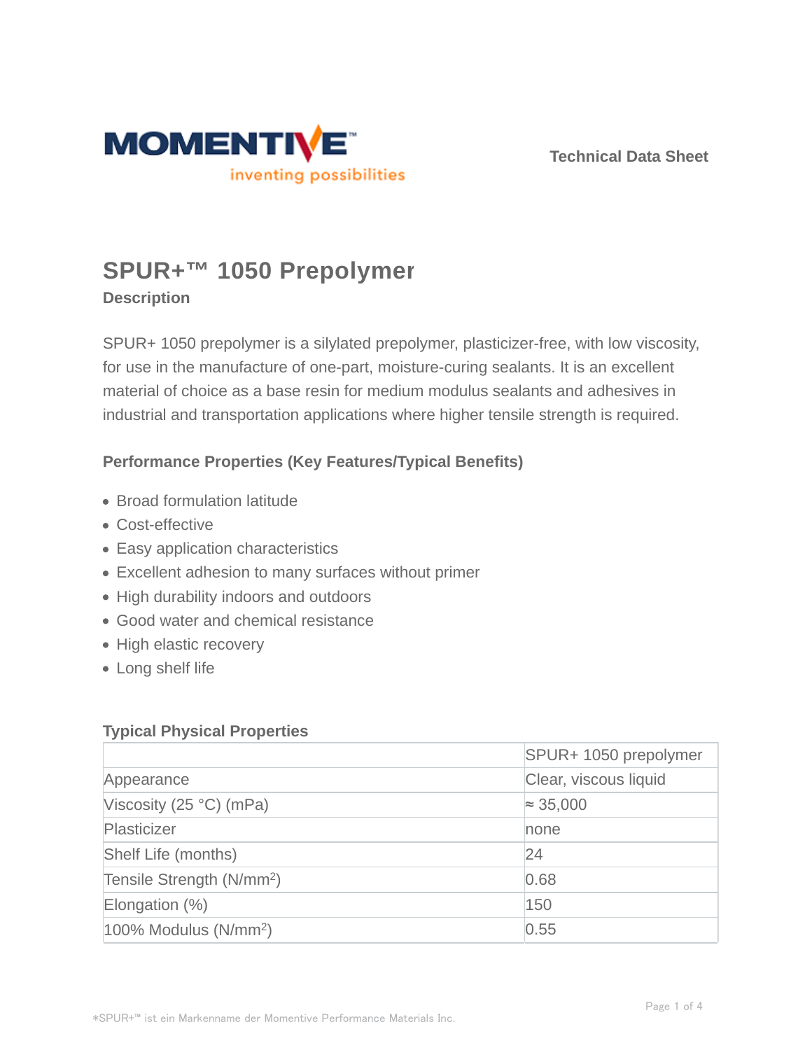Technical Data Sheet

# SPUR+™ 1050 Prepolymer

## Description

SPUR+ 1050 prepolymer is a silylated prepolymer, plasticizer-free, with low viscosity, for use in the manufacture of one-part, moisture-curing sealants. It is an excellent material of choice as a base resin for medium modulus sealants and adhesives in industrial and transportation applications where higher tensile strength is required.

### Performance Properties (Key Features/Typical Benefits)

- Broad formulation latitude
- Cost-effective
- Easy application characteristics
- Excellent adhesion to many surfaces without primer
- High durability indoors and outdoors
- Good water and chemical resistance
- High elastic recovery
- Long shelf life

### Typical Physical Properties

| | SPUR+ 1050 prepolymer |
|---|---|
| Appearance | Clear, viscous liquid |
| Viscosity (25 °C) (mPa) | ≈ 35,000 |
| Plasticizer | none |
| Shelf Life (months) | 24 |
| Tensile Strength ($N/mm^2$) | 0.68 |
| Elongation (%) | 150 |
| 100% Modulus ($N/mm^2$) | 0.55 |

*SPUR+™ ist ein Markenname der Momentive Performance Materials Inc.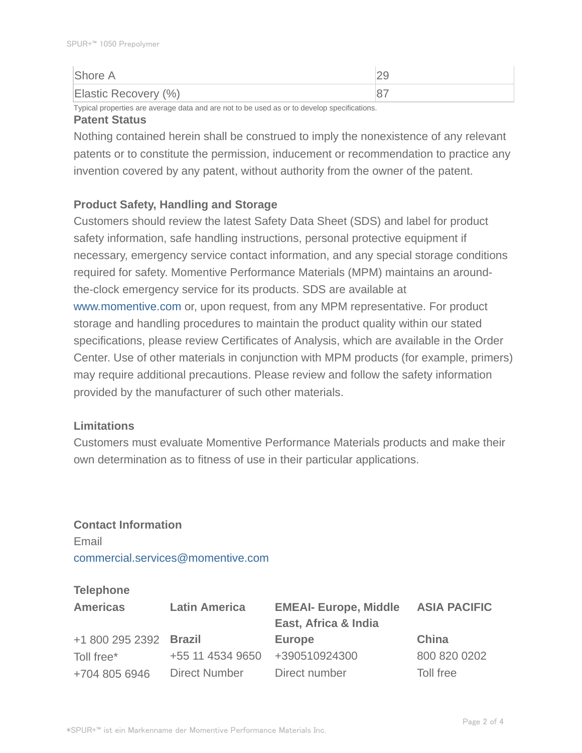| Shore A | 29 |
| --- | --- |
| Elastic Recovery (%) | 87 |

Typical properties are average data and are not to be used as or to develop specifications.

### Patent Status

Nothing contained herein shall be construed to imply the nonexistence of any relevant patents or to constitute the permission, inducement or recommendation to practice any invention covered by any patent, without authority from the owner of the patent.

### Product Safety, Handling and Storage

Customers should review the latest Safety Data Sheet (SDS) and label for product safety information, safe handling instructions, personal protective equipment if necessary, emergency service contact information, and any special storage conditions required for safety. Momentive Performance Materials (MPM) maintains an around-the-clock emergency service for its products. SDS are available at www.momentive.com or, upon request, from any MPM representative. For product storage and handling procedures to maintain the product quality within our stated specifications, please review Certificates of Analysis, which are available in the Order Center. Use of other materials in conjunction with MPM products (for example, primers) may require additional precautions. Please review and follow the safety information provided by the manufacturer of such other materials.

### Limitations

Customers must evaluate Momentive Performance Materials products and make their own determination as to fitness of use in their particular applications.

### Contact Information

Email
commercial.services@momentive.com

**Telephone**

| Americas | Latin America | EMEAI- Europe, Middle East, Africa & India | ASIA PACIFIC |
| --- | --- | --- | --- |
| +1 800 295 2392 | **Brazil** | **Europe** | **China** |
| Toll free* | +55 11 4534 9650 | +390510924300 | 800 820 0202 |
| +704 805 6946 | Direct Number | Direct number | Toll free |

*SPUR+™ ist ein Markenname der Momentive Performance Materials Inc.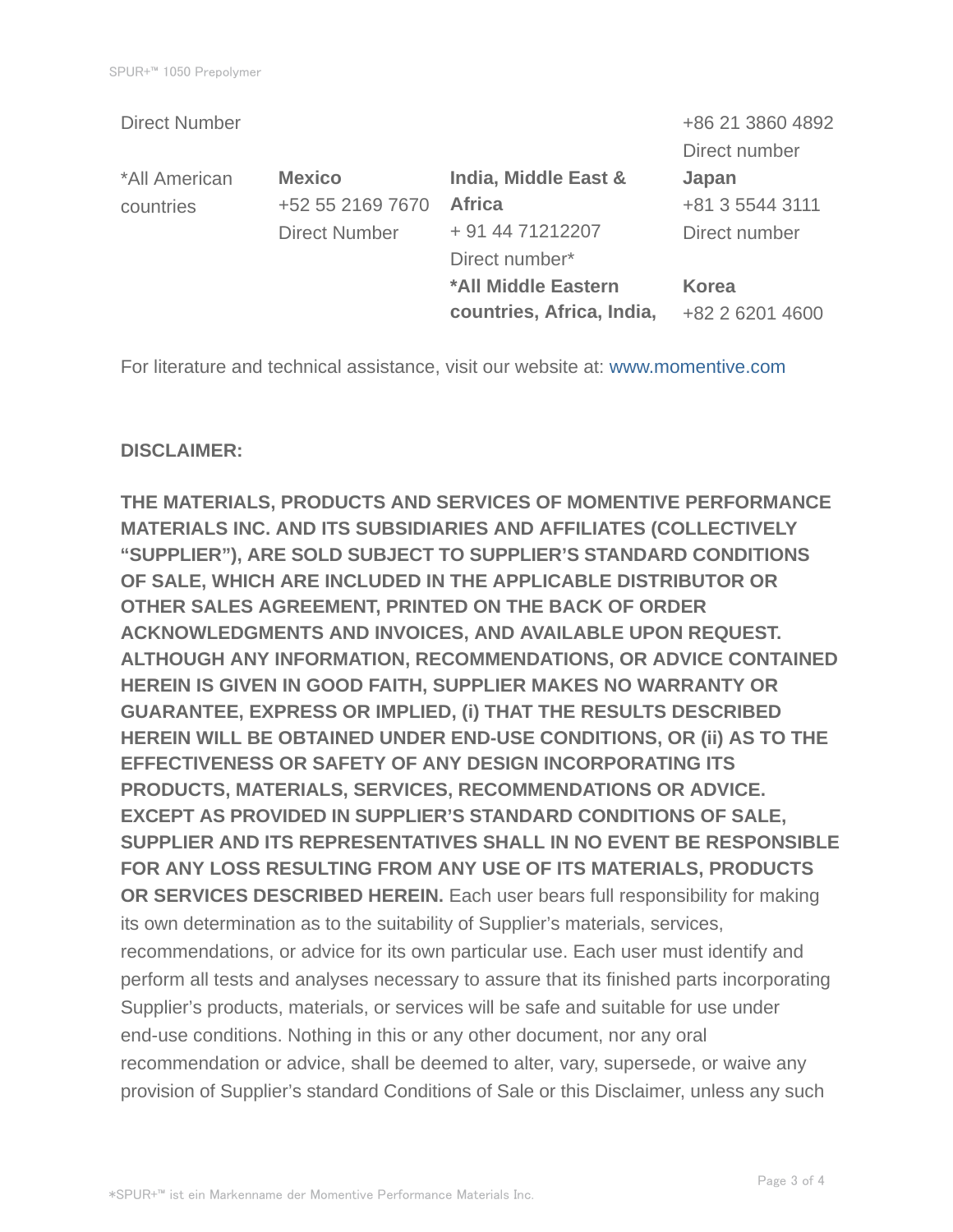| Direct Number | | | +86 21 3860 4892 Direct number |
|---|---|---|---|
| *All American countries | **Mexico** +52 55 2169 7670 Direct Number | **India, Middle East & Africa** + 91 44 71212207 Direct number* | **Japan** +81 3 5544 3111 Direct number |
| | | ***All Middle Eastern countries, Africa, India,** | **Korea** +82 2 6201 4600 |

For literature and technical assistance, visit our website at: www.momentive.com

**DISCLAIMER:**

**THE MATERIALS, PRODUCTS AND SERVICES OF MOMENTIVE PERFORMANCE MATERIALS INC. AND ITS SUBSIDIARIES AND AFFILIATES (COLLECTIVELY "SUPPLIER"), ARE SOLD SUBJECT TO SUPPLIER'S STANDARD CONDITIONS OF SALE, WHICH ARE INCLUDED IN THE APPLICABLE DISTRIBUTOR OR OTHER SALES AGREEMENT, PRINTED ON THE BACK OF ORDER ACKNOWLEDGMENTS AND INVOICES, AND AVAILABLE UPON REQUEST. ALTHOUGH ANY INFORMATION, RECOMMENDATIONS, OR ADVICE CONTAINED HEREIN IS GIVEN IN GOOD FAITH, SUPPLIER MAKES NO WARRANTY OR GUARANTEE, EXPRESS OR IMPLIED, (i) THAT THE RESULTS DESCRIBED HEREIN WILL BE OBTAINED UNDER END-USE CONDITIONS, OR (ii) AS TO THE EFFECTIVENESS OR SAFETY OF ANY DESIGN INCORPORATING ITS PRODUCTS, MATERIALS, SERVICES, RECOMMENDATIONS OR ADVICE. EXCEPT AS PROVIDED IN SUPPLIER'S STANDARD CONDITIONS OF SALE, SUPPLIER AND ITS REPRESENTATIVES SHALL IN NO EVENT BE RESPONSIBLE FOR ANY LOSS RESULTING FROM ANY USE OF ITS MATERIALS, PRODUCTS OR SERVICES DESCRIBED HEREIN.** Each user bears full responsibility for making its own determination as to the suitability of Supplier's materials, services, recommendations, or advice for its own particular use. Each user must identify and perform all tests and analyses necessary to assure that its finished parts incorporating Supplier's products, materials, or services will be safe and suitable for use under end-use conditions. Nothing in this or any other document, nor any oral recommendation or advice, shall be deemed to alter, vary, supersede, or waive any provision of Supplier's standard Conditions of Sale or this Disclaimer, unless any such

*SPUR+™ ist ein Markenname der Momentive Performance Materials Inc.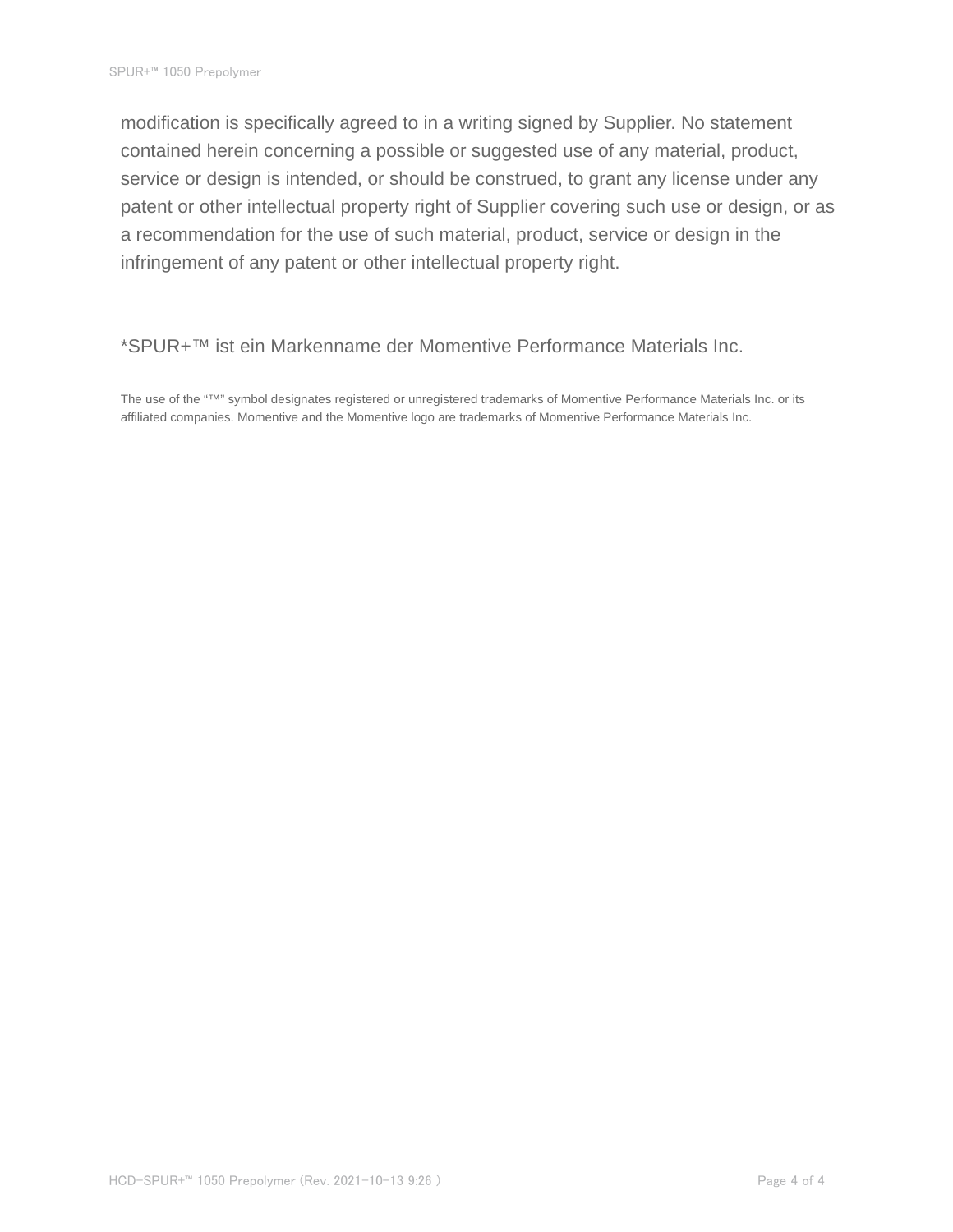modification is specifically agreed to in a writing signed by Supplier. No statement contained herein concerning a possible or suggested use of any material, product, service or design is intended, or should be construed, to grant any license under any patent or other intellectual property right of Supplier covering such use or design, or as a recommendation for the use of such material, product, service or design in the infringement of any patent or other intellectual property right.

*SPUR+™ ist ein Markenname der Momentive Performance Materials Inc.

The use of the "™" symbol designates registered or unregistered trademarks of Momentive Performance Materials Inc. or its affiliated companies. Momentive and the Momentive logo are trademarks of Momentive Performance Materials Inc.